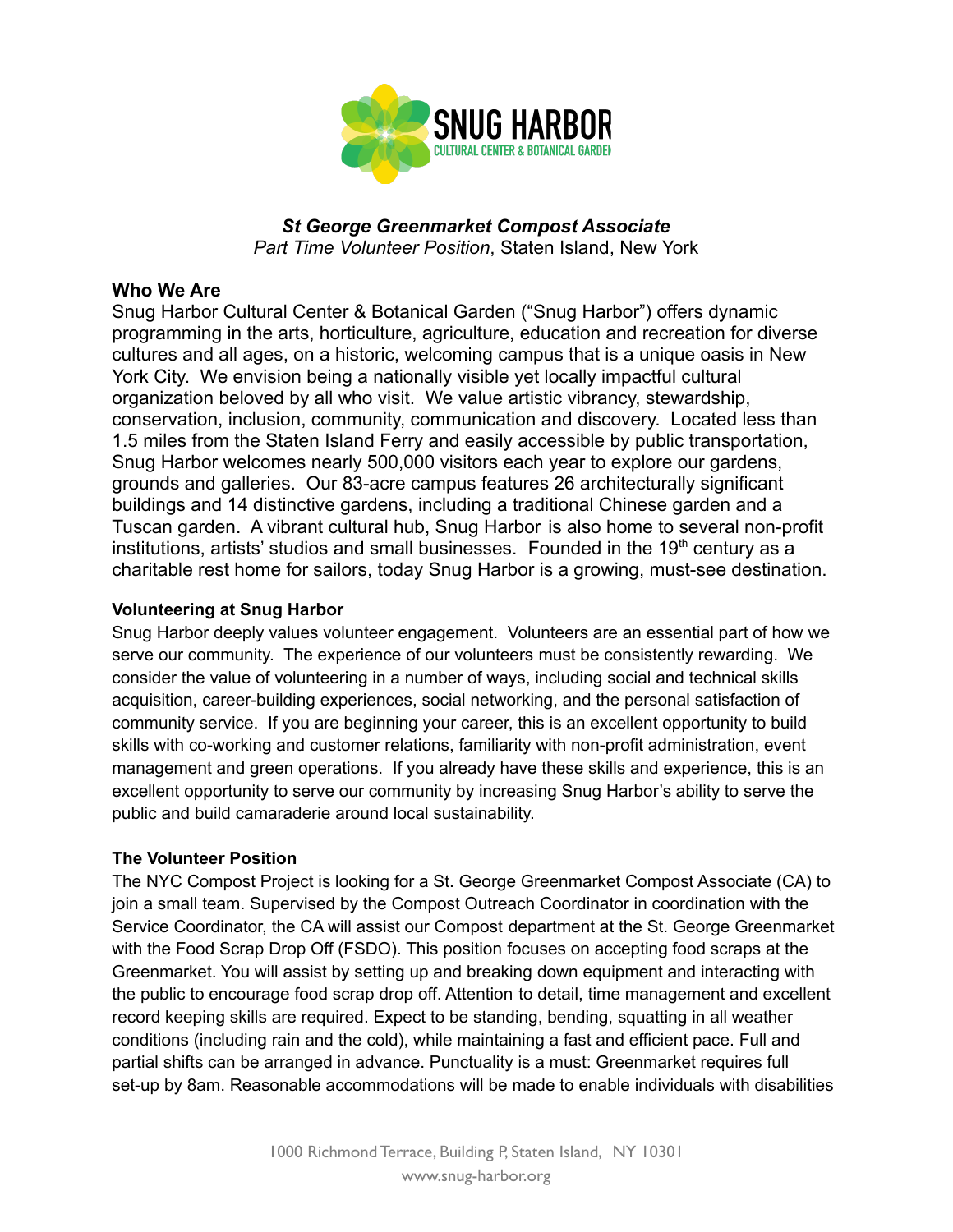# *St George Greenmarket Compost Associate*

*Part Time Volunteer Position*, Staten Island, New York

## Who We Are

Snug Harbor Cultural Center & Botanical Garden ("Snug Harbor") offers dynamic programming in the arts, horticulture, agriculture, education and recreation for diverse cultures and all ages, on a historic, welcoming campus that is a unique oasis in New York City. We envision being a nationally visible yet locally impactful cultural organization beloved by all who visit. We value artistic vibrancy, stewardship, conservation, inclusion, community, communication and discovery. Located less than 1.5 miles from the Staten Island Ferry and easily accessible by public transportation, Snug Harbor welcomes nearly 500,000 visitors each year to explore our gardens, grounds and galleries. Our 83-acre campus features 26 architecturally significant buildings and 14 distinctive gardens, including a traditional Chinese garden and a Tuscan garden. A vibrant cultural hub, Snug Harbor is also home to several non-profit institutions, artists' studios and small businesses. Founded in the 19th century as a charitable rest home for sailors, today Snug Harbor is a growing, must-see destination.

## Volunteering at Snug Harbor

Snug Harbor deeply values volunteer engagement. Volunteers are an essential part of how we serve our community. The experience of our volunteers must be consistently rewarding. We consider the value of volunteering in a number of ways, including social and technical skills acquisition, career-building experiences, social networking, and the personal satisfaction of community service. If you are beginning your career, this is an excellent opportunity to build skills with co-working and customer relations, familiarity with non-profit administration, event management and green operations. If you already have these skills and experience, this is an excellent opportunity to serve our community by increasing Snug Harbor's ability to serve the public and build camaraderie around local sustainability.

## The Volunteer Position

The NYC Compost Project is looking for a St. George Greenmarket Compost Associate (CA) to join a small team. Supervised by the Compost Outreach Coordinator in coordination with the Service Coordinator, the CA will assist our Compost department at the St. George Greenmarket with the Food Scrap Drop Off (FSDO). This position focuses on accepting food scraps at the Greenmarket. You will assist by setting up and breaking down equipment and interacting with the public to encourage food scrap drop off. Attention to detail, time management and excellent record keeping skills are required. Expect to be standing, bending, squatting in all weather conditions (including rain and the cold), while maintaining a fast and efficient pace. Full and partial shifts can be arranged in advance. Punctuality is a must: Greenmarket requires full set-up by 8am. Reasonable accommodations will be made to enable individuals with disabilities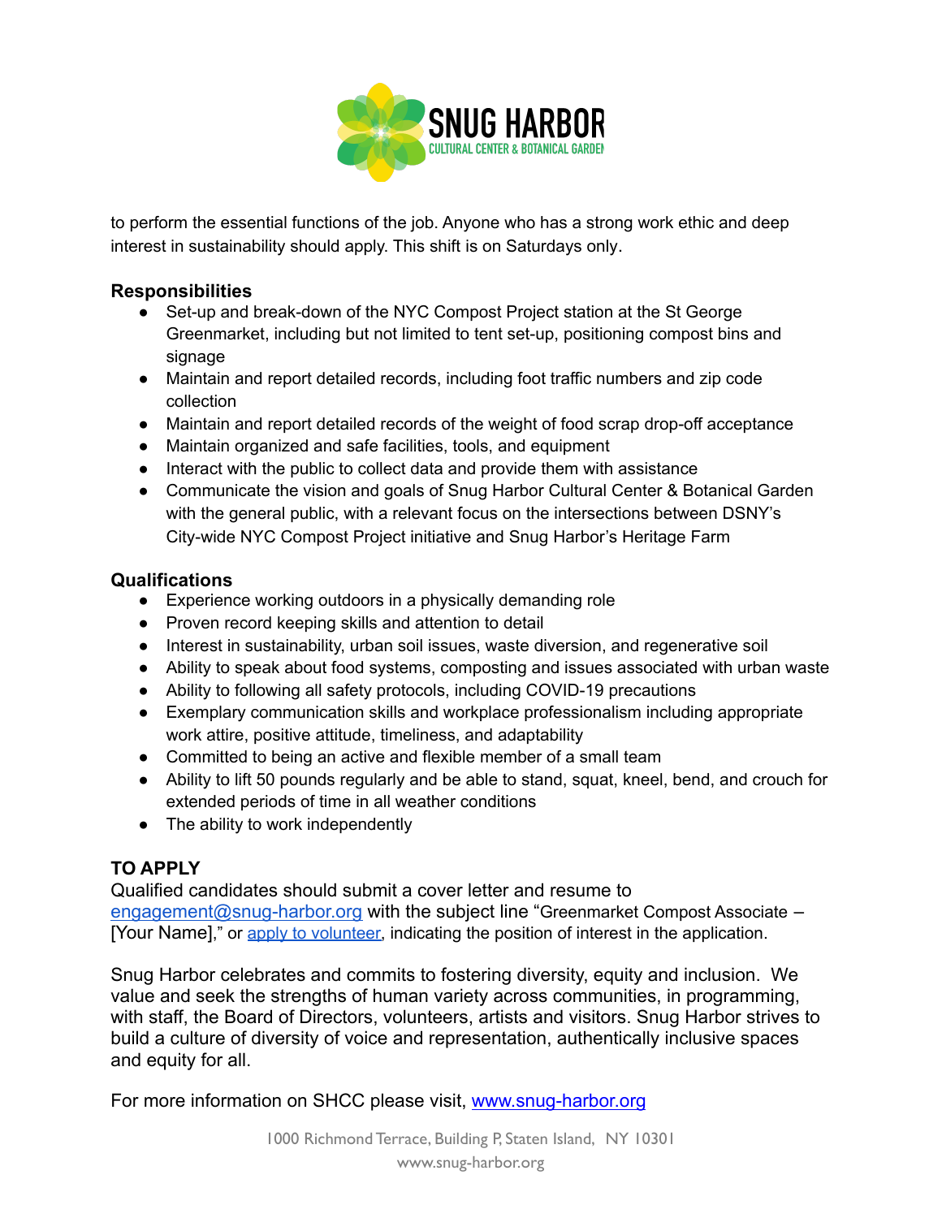to perform the essential functions of the job. Anyone who has a strong work ethic and deep interest in sustainability should apply. This shift is on Saturdays only.

**Responsibilities**

- Set-up and break-down of the NYC Compost Project station at the St George Greenmarket, including but not limited to tent set-up, positioning compost bins and signage
- Maintain and report detailed records, including foot traffic numbers and zip code collection
- Maintain and report detailed records of the weight of food scrap drop-off acceptance
- Maintain organized and safe facilities, tools, and equipment
- Interact with the public to collect data and provide them with assistance
- Communicate the vision and goals of Snug Harbor Cultural Center & Botanical Garden with the general public, with a relevant focus on the intersections between DSNY's City-wide NYC Compost Project initiative and Snug Harbor's Heritage Farm

**Qualifications**

- Experience working outdoors in a physically demanding role
- Proven record keeping skills and attention to detail
- Interest in sustainability, urban soil issues, waste diversion, and regenerative soil
- Ability to speak about food systems, composting and issues associated with urban waste
- Ability to following all safety protocols, including COVID-19 precautions
- Exemplary communication skills and workplace professionalism including appropriate work attire, positive attitude, timeliness, and adaptability
- Committed to being an active and flexible member of a small team
- Ability to lift 50 pounds regularly and be able to stand, squat, kneel, bend, and crouch for extended periods of time in all weather conditions
- The ability to work independently

**TO APPLY**

Qualified candidates should submit a cover letter and resume to engagement@snug-harbor.org with the subject line "Greenmarket Compost Associate – [Your Name]," or apply to volunteer, indicating the position of interest in the application.

Snug Harbor celebrates and commits to fostering diversity, equity and inclusion. We value and seek the strengths of human variety across communities, in programming, with staff, the Board of Directors, volunteers, artists and visitors. Snug Harbor strives to build a culture of diversity of voice and representation, authentically inclusive spaces and equity for all.

For more information on SHCC please visit, www.snug-harbor.org